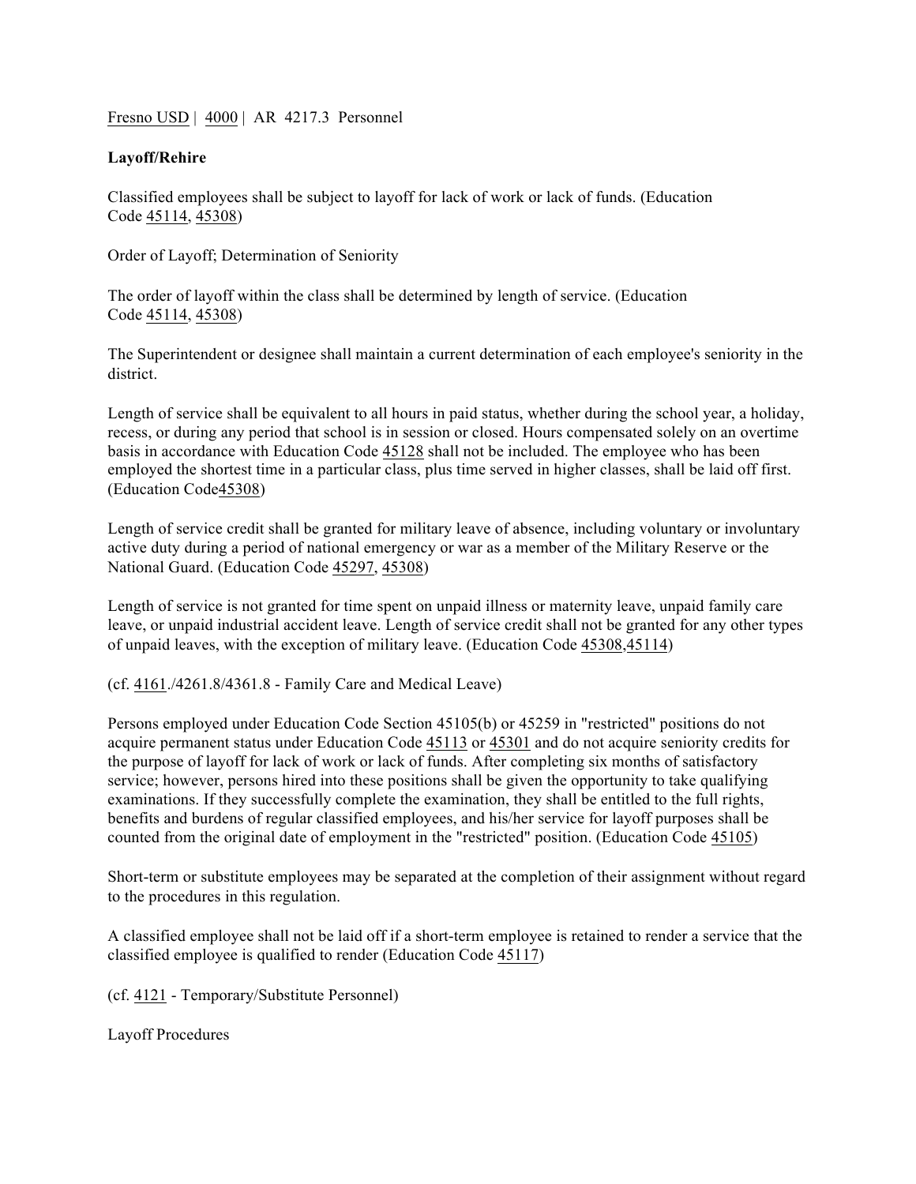Fresno USD | 4000 | AR 4217.3 Personnel

**Layoff/Rehire**

Classified employees shall be subject to layoff for lack of work or lack of funds. (Education Code 45114, 45308)

Order of Layoff; Determination of Seniority

The order of layoff within the class shall be determined by length of service. (Education Code 45114, 45308)

The Superintendent or designee shall maintain a current determination of each employee's seniority in the district.

Length of service shall be equivalent to all hours in paid status, whether during the school year, a holiday, recess, or during any period that school is in session or closed. Hours compensated solely on an overtime basis in accordance with Education Code 45128 shall not be included. The employee who has been employed the shortest time in a particular class, plus time served in higher classes, shall be laid off first. (Education Code45308)

Length of service credit shall be granted for military leave of absence, including voluntary or involuntary active duty during a period of national emergency or war as a member of the Military Reserve or the National Guard. (Education Code 45297, 45308)

Length of service is not granted for time spent on unpaid illness or maternity leave, unpaid family care leave, or unpaid industrial accident leave. Length of service credit shall not be granted for any other types of unpaid leaves, with the exception of military leave. (Education Code 45308,45114)

(cf. 4161./4261.8/4361.8 - Family Care and Medical Leave)

Persons employed under Education Code Section 45105(b) or 45259 in "restricted" positions do not acquire permanent status under Education Code 45113 or 45301 and do not acquire seniority credits for the purpose of layoff for lack of work or lack of funds. After completing six months of satisfactory service; however, persons hired into these positions shall be given the opportunity to take qualifying examinations. If they successfully complete the examination, they shall be entitled to the full rights, benefits and burdens of regular classified employees, and his/her service for layoff purposes shall be counted from the original date of employment in the "restricted" position. (Education Code 45105)

Short-term or substitute employees may be separated at the completion of their assignment without regard to the procedures in this regulation.

A classified employee shall not be laid off if a short-term employee is retained to render a service that the classified employee is qualified to render (Education Code 45117)

(cf. 4121 - Temporary/Substitute Personnel)

Layoff Procedures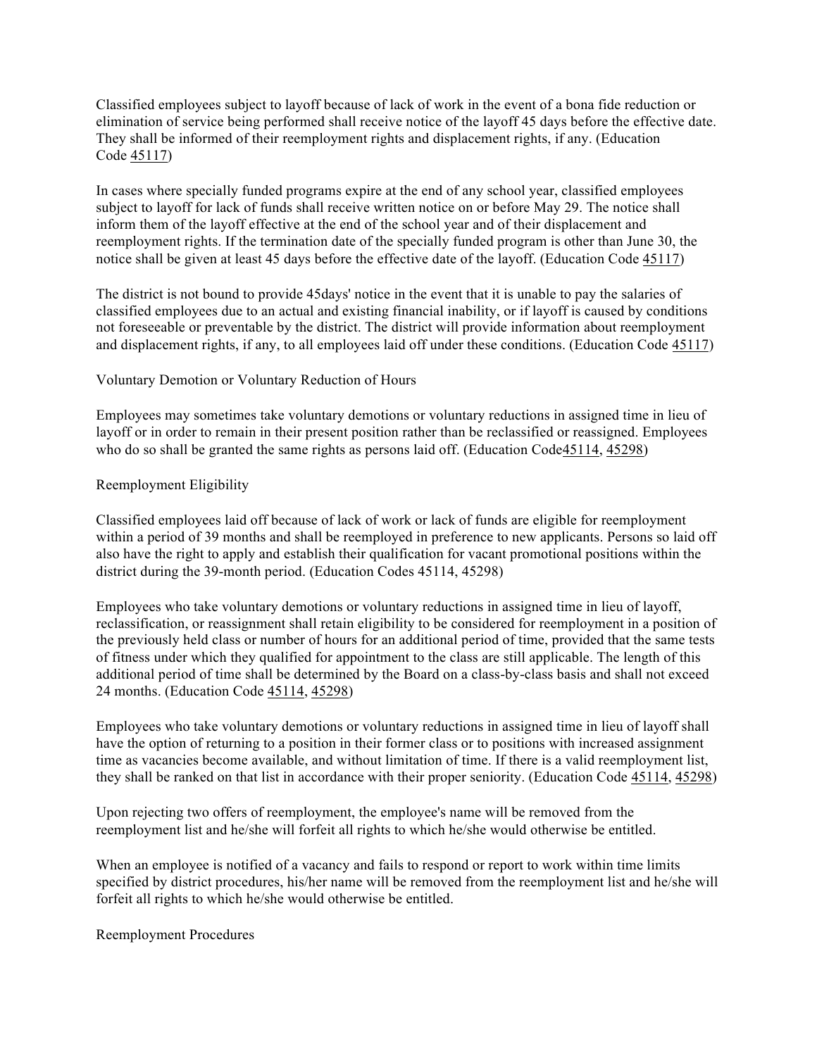Classified employees subject to layoff because of lack of work in the event of a bona fide reduction or elimination of service being performed shall receive notice of the layoff 45 days before the effective date. They shall be informed of their reemployment rights and displacement rights, if any. (Education Code 45117)

In cases where specially funded programs expire at the end of any school year, classified employees subject to layoff for lack of funds shall receive written notice on or before May 29. The notice shall inform them of the layoff effective at the end of the school year and of their displacement and reemployment rights. If the termination date of the specially funded program is other than June 30, the notice shall be given at least 45 days before the effective date of the layoff. (Education Code 45117)

The district is not bound to provide 45days' notice in the event that it is unable to pay the salaries of classified employees due to an actual and existing financial inability, or if layoff is caused by conditions not foreseeable or preventable by the district. The district will provide information about reemployment and displacement rights, if any, to all employees laid off under these conditions. (Education Code 45117)

## Voluntary Demotion or Voluntary Reduction of Hours

Employees may sometimes take voluntary demotions or voluntary reductions in assigned time in lieu of layoff or in order to remain in their present position rather than be reclassified or reassigned. Employees who do so shall be granted the same rights as persons laid off. (Education Code45114, 45298)

## Reemployment Eligibility

Classified employees laid off because of lack of work or lack of funds are eligible for reemployment within a period of 39 months and shall be reemployed in preference to new applicants. Persons so laid off also have the right to apply and establish their qualification for vacant promotional positions within the district during the 39-month period. (Education Codes 45114, 45298)

Employees who take voluntary demotions or voluntary reductions in assigned time in lieu of layoff, reclassification, or reassignment shall retain eligibility to be considered for reemployment in a position of the previously held class or number of hours for an additional period of time, provided that the same tests of fitness under which they qualified for appointment to the class are still applicable. The length of this additional period of time shall be determined by the Board on a class-by-class basis and shall not exceed 24 months. (Education Code 45114, 45298)

Employees who take voluntary demotions or voluntary reductions in assigned time in lieu of layoff shall have the option of returning to a position in their former class or to positions with increased assignment time as vacancies become available, and without limitation of time. If there is a valid reemployment list, they shall be ranked on that list in accordance with their proper seniority. (Education Code 45114, 45298)

Upon rejecting two offers of reemployment, the employee's name will be removed from the reemployment list and he/she will forfeit all rights to which he/she would otherwise be entitled.

When an employee is notified of a vacancy and fails to respond or report to work within time limits specified by district procedures, his/her name will be removed from the reemployment list and he/she will forfeit all rights to which he/she would otherwise be entitled.

## Reemployment Procedures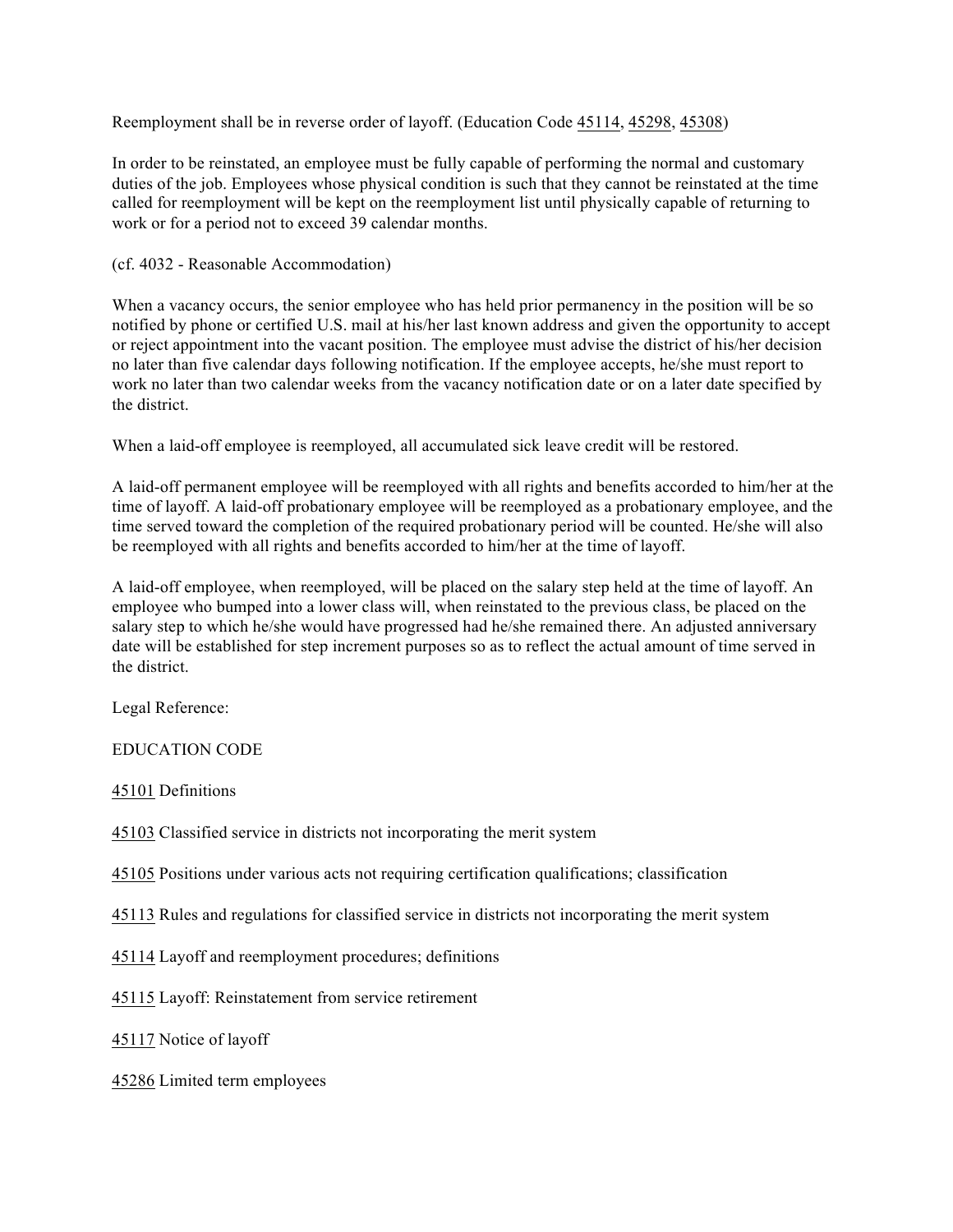Reemployment shall be in reverse order of layoff. (Education Code 45114, 45298, 45308)

In order to be reinstated, an employee must be fully capable of performing the normal and customary duties of the job. Employees whose physical condition is such that they cannot be reinstated at the time called for reemployment will be kept on the reemployment list until physically capable of returning to work or for a period not to exceed 39 calendar months.

(cf. 4032 - Reasonable Accommodation)

When a vacancy occurs, the senior employee who has held prior permanency in the position will be so notified by phone or certified U.S. mail at his/her last known address and given the opportunity to accept or reject appointment into the vacant position. The employee must advise the district of his/her decision no later than five calendar days following notification. If the employee accepts, he/she must report to work no later than two calendar weeks from the vacancy notification date or on a later date specified by the district.

When a laid-off employee is reemployed, all accumulated sick leave credit will be restored.

A laid-off permanent employee will be reemployed with all rights and benefits accorded to him/her at the time of layoff. A laid-off probationary employee will be reemployed as a probationary employee, and the time served toward the completion of the required probationary period will be counted. He/she will also be reemployed with all rights and benefits accorded to him/her at the time of layoff.

A laid-off employee, when reemployed, will be placed on the salary step held at the time of layoff. An employee who bumped into a lower class will, when reinstated to the previous class, be placed on the salary step to which he/she would have progressed had he/she remained there. An adjusted anniversary date will be established for step increment purposes so as to reflect the actual amount of time served in the district.

Legal Reference:

EDUCATION CODE

45101 Definitions

45103 Classified service in districts not incorporating the merit system

45105 Positions under various acts not requiring certification qualifications; classification

45113 Rules and regulations for classified service in districts not incorporating the merit system

45114 Layoff and reemployment procedures; definitions

45115 Layoff: Reinstatement from service retirement

45117 Notice of layoff

45286 Limited term employees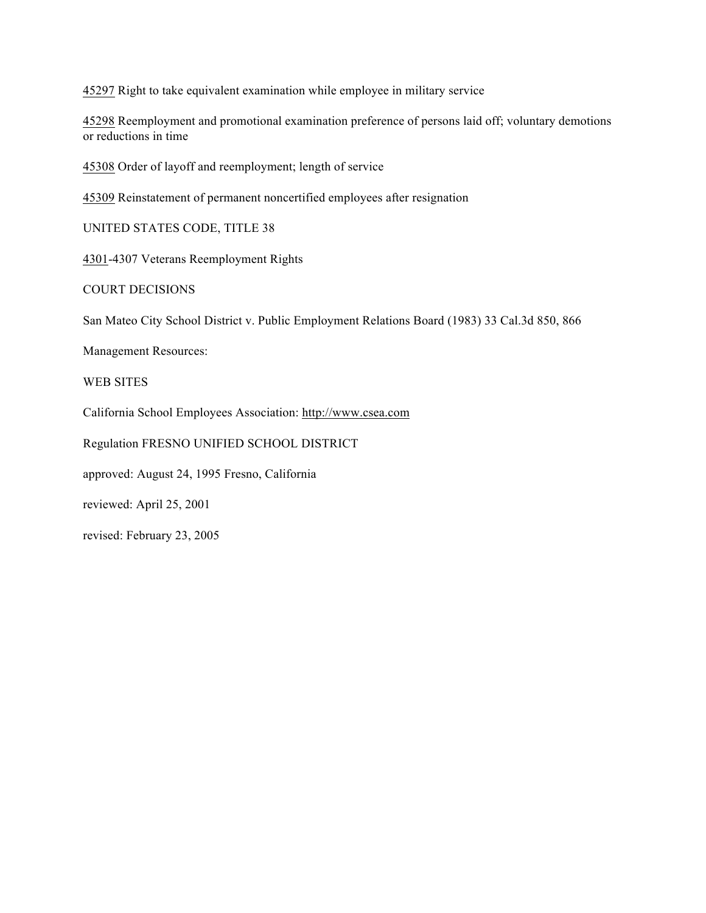45297 Right to take equivalent examination while employee in military service

45298 Reemployment and promotional examination preference of persons laid off; voluntary demotions or reductions in time

45308 Order of layoff and reemployment; length of service

45309 Reinstatement of permanent noncertified employees after resignation

UNITED STATES CODE, TITLE 38

4301-4307 Veterans Reemployment Rights

COURT DECISIONS

San Mateo City School District v. Public Employment Relations Board (1983) 33 Cal.3d 850, 866

Management Resources:

WEB SITES

California School Employees Association: http://www.csea.com

Regulation FRESNO UNIFIED SCHOOL DISTRICT

approved: August 24, 1995 Fresno, California

reviewed: April 25, 2001

revised: February 23, 2005